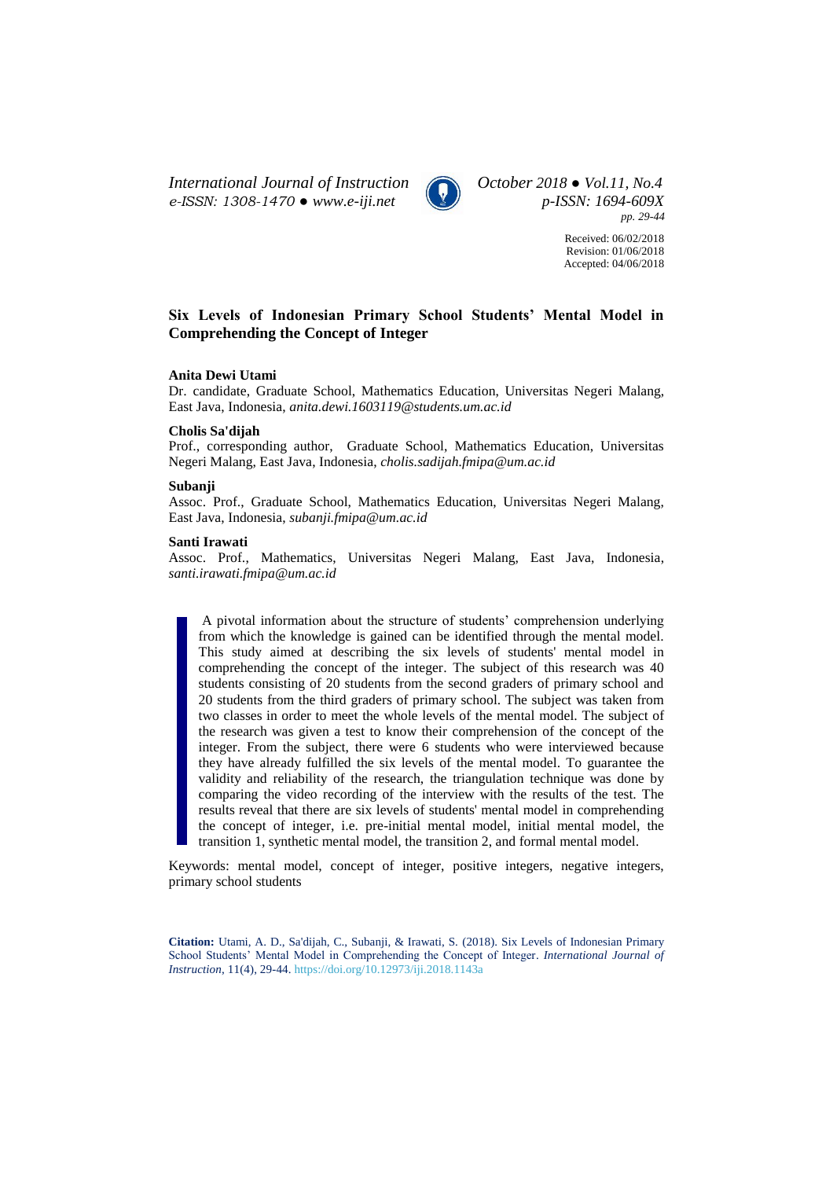*International Journal of Instruction* *October 2018 ● Vol.11, No.4*
*e-ISSN: 1308-1470 ● www.e-iji.net* *p-ISSN: 1694-609X*
*pp. 29-44*

Received: 06/02/2018
Revision: 01/06/2018
Accepted: 04/06/2018

# Six Levels of Indonesian Primary School Students' Mental Model in Comprehending the Concept of Integer

**Anita Dewi Utami**
Dr. candidate, Graduate School, Mathematics Education, Universitas Negeri Malang, East Java, Indonesia, *anita.dewi.1603119@students.um.ac.id*

**Cholis Sa'dijah**
Prof., corresponding author, Graduate School, Mathematics Education, Universitas Negeri Malang, East Java, Indonesia, *cholis.sadijah.fmipa@um.ac.id*

**Subanji**
Assoc. Prof., Graduate School, Mathematics Education, Universitas Negeri Malang, East Java, Indonesia, *subanji.fmipa@um.ac.id*

**Santi Irawati**
Assoc. Prof., Mathematics, Universitas Negeri Malang, East Java, Indonesia, *santi.irawati.fmipa@um.ac.id*

A pivotal information about the structure of students' comprehension underlying from which the knowledge is gained can be identified through the mental model. This study aimed at describing the six levels of students' mental model in comprehending the concept of the integer. The subject of this research was 40 students consisting of 20 students from the second graders of primary school and 20 students from the third graders of primary school. The subject was taken from two classes in order to meet the whole levels of the mental model. The subject of the research was given a test to know their comprehension of the concept of the integer. From the subject, there were 6 students who were interviewed because they have already fulfilled the six levels of the mental model. To guarantee the validity and reliability of the research, the triangulation technique was done by comparing the video recording of the interview with the results of the test. The results reveal that there are six levels of students' mental model in comprehending the concept of integer, i.e. pre-initial mental model, initial mental model, the transition 1, synthetic mental model, the transition 2, and formal mental model.

Keywords: mental model, concept of integer, positive integers, negative integers, primary school students

**Citation:** Utami, A. D., Sa'dijah, C., Subanji, & Irawati, S. (2018). Six Levels of Indonesian Primary School Students' Mental Model in Comprehending the Concept of Integer. *International Journal of Instruction*, 11(4), 29-44. https://doi.org/10.12973/iji.2018.1143a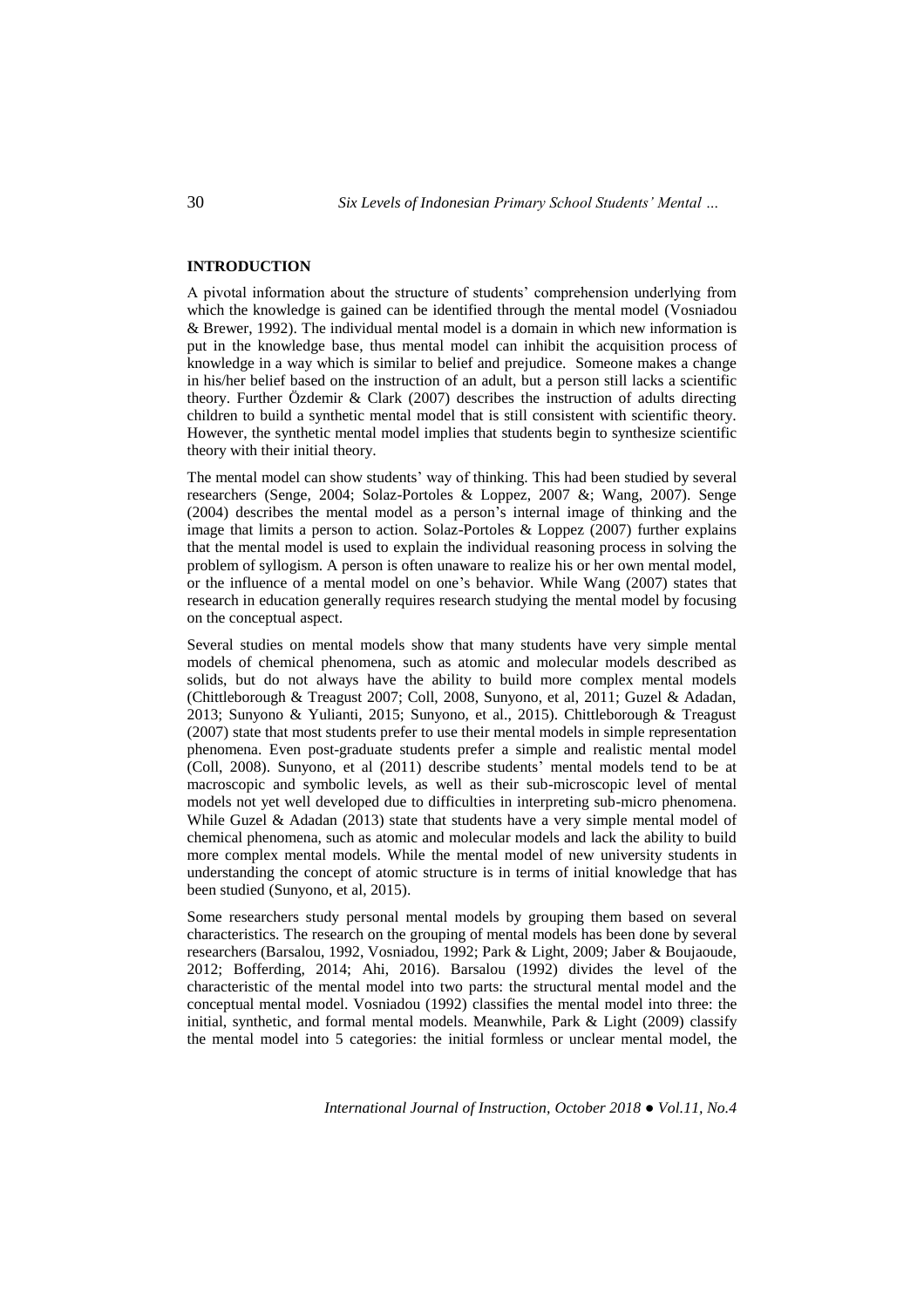## INTRODUCTION

A pivotal information about the structure of students' comprehension underlying from which the knowledge is gained can be identified through the mental model (Vosniadou & Brewer, 1992). The individual mental model is a domain in which new information is put in the knowledge base, thus mental model can inhibit the acquisition process of knowledge in a way which is similar to belief and prejudice. Someone makes a change in his/her belief based on the instruction of an adult, but a person still lacks a scientific theory. Further Özdemir & Clark (2007) describes the instruction of adults directing children to build a synthetic mental model that is still consistent with scientific theory. However, the synthetic mental model implies that students begin to synthesize scientific theory with their initial theory.

The mental model can show students' way of thinking. This had been studied by several researchers (Senge, 2004; Solaz-Portoles & Loppez, 2007 &; Wang, 2007). Senge (2004) describes the mental model as a person's internal image of thinking and the image that limits a person to action. Solaz-Portoles & Loppez (2007) further explains that the mental model is used to explain the individual reasoning process in solving the problem of syllogism. A person is often unaware to realize his or her own mental model, or the influence of a mental model on one's behavior. While Wang (2007) states that research in education generally requires research studying the mental model by focusing on the conceptual aspect.

Several studies on mental models show that many students have very simple mental models of chemical phenomena, such as atomic and molecular models described as solids, but do not always have the ability to build more complex mental models (Chittleborough & Treagust 2007; Coll, 2008, Sunyono, et al, 2011; Guzel & Adadan, 2013; Sunyono & Yulianti, 2015; Sunyono, et al., 2015). Chittleborough & Treagust (2007) state that most students prefer to use their mental models in simple representation phenomena. Even post-graduate students prefer a simple and realistic mental model (Coll, 2008). Sunyono, et al (2011) describe students' mental models tend to be at macroscopic and symbolic levels, as well as their sub-microscopic level of mental models not yet well developed due to difficulties in interpreting sub-micro phenomena. While Guzel & Adadan (2013) state that students have a very simple mental model of chemical phenomena, such as atomic and molecular models and lack the ability to build more complex mental models. While the mental model of new university students in understanding the concept of atomic structure is in terms of initial knowledge that has been studied (Sunyono, et al, 2015).

Some researchers study personal mental models by grouping them based on several characteristics. The research on the grouping of mental models has been done by several researchers (Barsalou, 1992, Vosniadou, 1992; Park & Light, 2009; Jaber & Boujaoude, 2012; Bofferding, 2014; Ahi, 2016). Barsalou (1992) divides the level of the characteristic of the mental model into two parts: the structural mental model and the conceptual mental model. Vosniadou (1992) classifies the mental model into three: the initial, synthetic, and formal mental models. Meanwhile, Park & Light (2009) classify the mental model into 5 categories: the initial formless or unclear mental model, the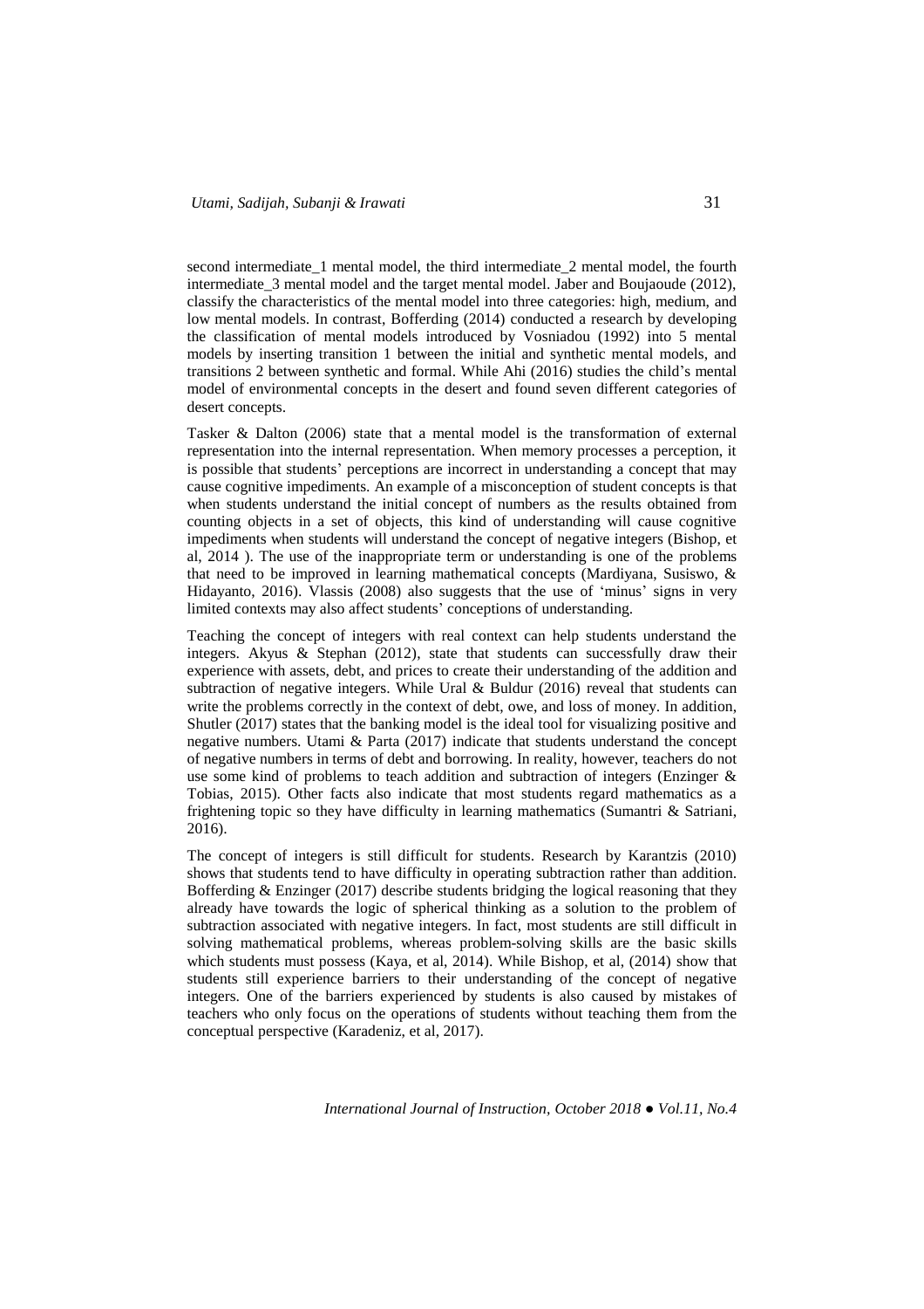second intermediate_1 mental model, the third intermediate_2 mental model, the fourth intermediate_3 mental model and the target mental model. Jaber and Boujaoude (2012), classify the characteristics of the mental model into three categories: high, medium, and low mental models. In contrast, Bofferding (2014) conducted a research by developing the classification of mental models introduced by Vosniadou (1992) into 5 mental models by inserting transition 1 between the initial and synthetic mental models, and transitions 2 between synthetic and formal. While Ahi (2016) studies the child's mental model of environmental concepts in the desert and found seven different categories of desert concepts.

Tasker & Dalton (2006) state that a mental model is the transformation of external representation into the internal representation. When memory processes a perception, it is possible that students' perceptions are incorrect in understanding a concept that may cause cognitive impediments. An example of a misconception of student concepts is that when students understand the initial concept of numbers as the results obtained from counting objects in a set of objects, this kind of understanding will cause cognitive impediments when students will understand the concept of negative integers (Bishop, et al, 2014 ). The use of the inappropriate term or understanding is one of the problems that need to be improved in learning mathematical concepts (Mardiyana, Susiswo, & Hidayanto, 2016). Vlassis (2008) also suggests that the use of 'minus' signs in very limited contexts may also affect students' conceptions of understanding.

Teaching the concept of integers with real context can help students understand the integers. Akyus & Stephan (2012), state that students can successfully draw their experience with assets, debt, and prices to create their understanding of the addition and subtraction of negative integers. While Ural & Buldur (2016) reveal that students can write the problems correctly in the context of debt, owe, and loss of money. In addition, Shutler (2017) states that the banking model is the ideal tool for visualizing positive and negative numbers. Utami & Parta (2017) indicate that students understand the concept of negative numbers in terms of debt and borrowing. In reality, however, teachers do not use some kind of problems to teach addition and subtraction of integers (Enzinger & Tobias, 2015). Other facts also indicate that most students regard mathematics as a frightening topic so they have difficulty in learning mathematics (Sumantri & Satriani, 2016).

The concept of integers is still difficult for students. Research by Karantzis (2010) shows that students tend to have difficulty in operating subtraction rather than addition. Bofferding & Enzinger (2017) describe students bridging the logical reasoning that they already have towards the logic of spherical thinking as a solution to the problem of subtraction associated with negative integers. In fact, most students are still difficult in solving mathematical problems, whereas problem-solving skills are the basic skills which students must possess (Kaya, et al, 2014). While Bishop, et al, (2014) show that students still experience barriers to their understanding of the concept of negative integers. One of the barriers experienced by students is also caused by mistakes of teachers who only focus on the operations of students without teaching them from the conceptual perspective (Karadeniz, et al, 2017).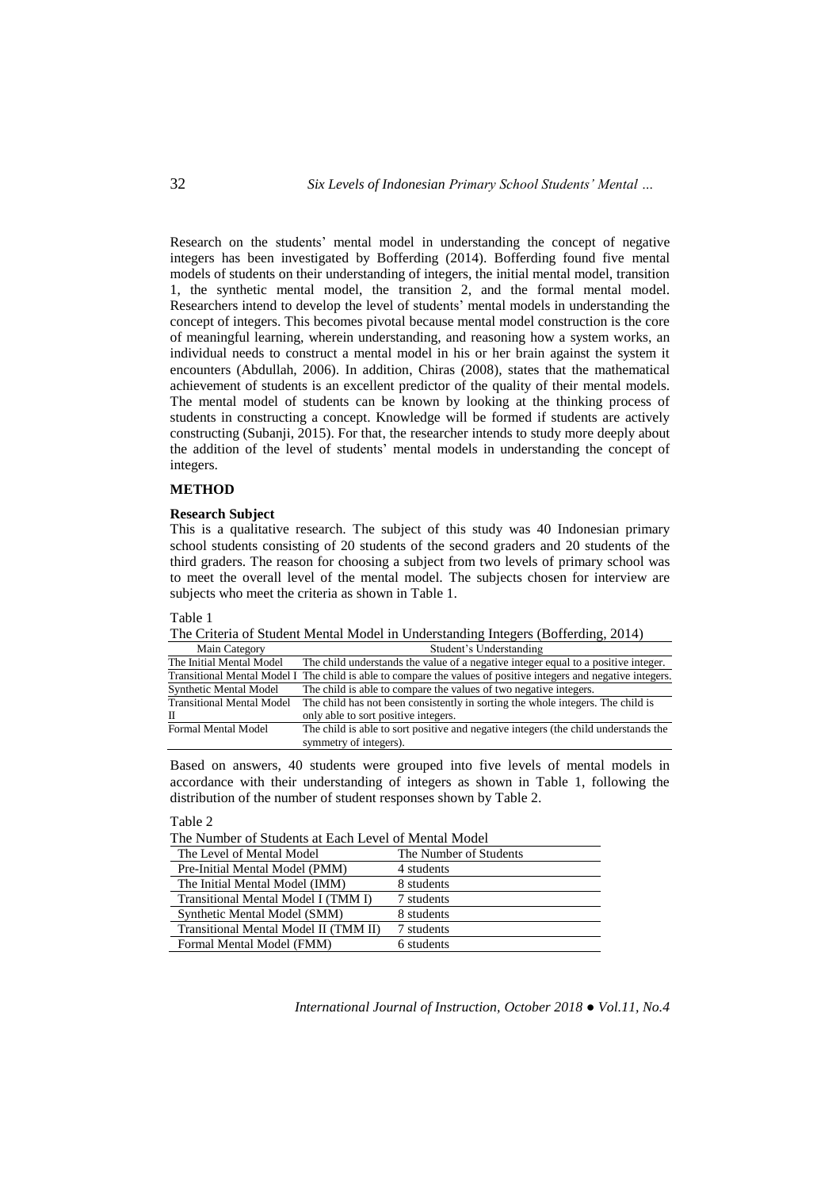Research on the students' mental model in understanding the concept of negative integers has been investigated by Bofferding (2014). Bofferding found five mental models of students on their understanding of integers, the initial mental model, transition 1, the synthetic mental model, the transition 2, and the formal mental model. Researchers intend to develop the level of students' mental models in understanding the concept of integers. This becomes pivotal because mental model construction is the core of meaningful learning, wherein understanding, and reasoning how a system works, an individual needs to construct a mental model in his or her brain against the system it encounters (Abdullah, 2006). In addition, Chiras (2008), states that the mathematical achievement of students is an excellent predictor of the quality of their mental models. The mental model of students can be known by looking at the thinking process of students in constructing a concept. Knowledge will be formed if students are actively constructing (Subanji, 2015). For that, the researcher intends to study more deeply about the addition of the level of students' mental models in understanding the concept of integers.

## METHOD

### Research Subject

This is a qualitative research. The subject of this study was 40 Indonesian primary school students consisting of 20 students of the second graders and 20 students of the third graders. The reason for choosing a subject from two levels of primary school was to meet the overall level of the mental model. The subjects chosen for interview are subjects who meet the criteria as shown in Table 1.

Table 1

The Criteria of Student Mental Model in Understanding Integers (Bofferding, 2014)

| Main Category | Student's Understanding |
|---|---|
| The Initial Mental Model | The child understands the value of a negative integer equal to a positive integer. |
| Transitional Mental Model I | The child is able to compare the values of positive integers and negative integers. |
| Synthetic Mental Model | The child is able to compare the values of two negative integers. |
| Transitional Mental Model II | The child has not been consistently in sorting the whole integers. The child is only able to sort positive integers. |
| Formal Mental Model | The child is able to sort positive and negative integers (the child understands the symmetry of integers). |

Based on answers, 40 students were grouped into five levels of mental models in accordance with their understanding of integers as shown in Table 1, following the distribution of the number of student responses shown by Table 2.

Table 2

The Number of Students at Each Level of Mental Model

| The Level of Mental Model | The Number of Students |
|---|---|
| Pre-Initial Mental Model (PMM) | 4 students |
| The Initial Mental Model (IMM) | 8 students |
| Transitional Mental Model I (TMM I) | 7 students |
| Synthetic Mental Model (SMM) | 8 students |
| Transitional Mental Model II (TMM II) | 7 students |
| Formal Mental Model (FMM) | 6 students |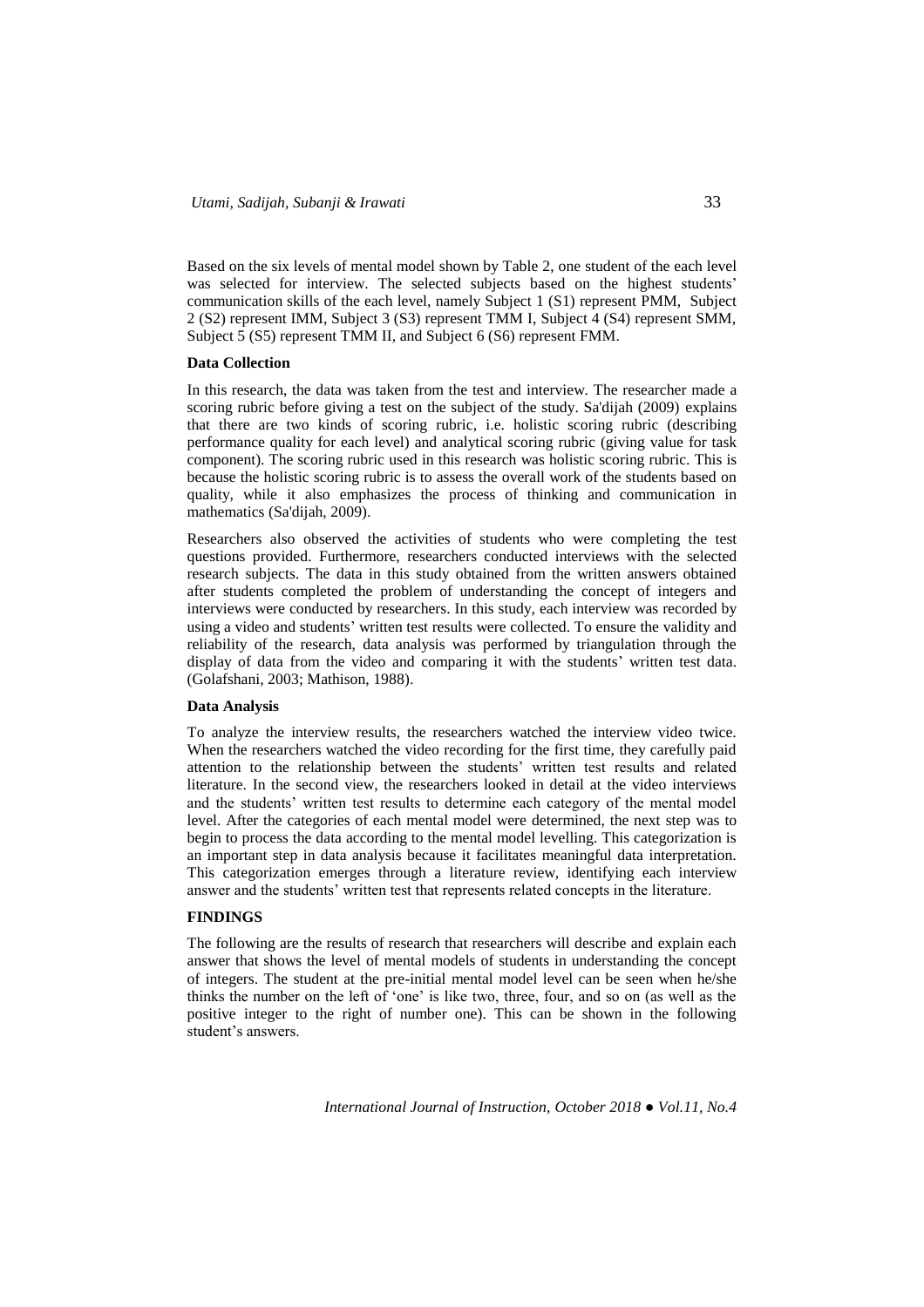Based on the six levels of mental model shown by Table 2, one student of the each level was selected for interview. The selected subjects based on the highest students' communication skills of the each level, namely Subject 1 (S1) represent PMM, Subject 2 (S2) represent IMM, Subject 3 (S3) represent TMM I, Subject 4 (S4) represent SMM, Subject 5 (S5) represent TMM II, and Subject 6 (S6) represent FMM.

**Data Collection**

In this research, the data was taken from the test and interview. The researcher made a scoring rubric before giving a test on the subject of the study. Sa'dijah (2009) explains that there are two kinds of scoring rubric, i.e. holistic scoring rubric (describing performance quality for each level) and analytical scoring rubric (giving value for task component). The scoring rubric used in this research was holistic scoring rubric. This is because the holistic scoring rubric is to assess the overall work of the students based on quality, while it also emphasizes the process of thinking and communication in mathematics (Sa'dijah, 2009).

Researchers also observed the activities of students who were completing the test questions provided. Furthermore, researchers conducted interviews with the selected research subjects. The data in this study obtained from the written answers obtained after students completed the problem of understanding the concept of integers and interviews were conducted by researchers. In this study, each interview was recorded by using a video and students' written test results were collected. To ensure the validity and reliability of the research, data analysis was performed by triangulation through the display of data from the video and comparing it with the students' written test data. (Golafshani, 2003; Mathison, 1988).

**Data Analysis**

To analyze the interview results, the researchers watched the interview video twice. When the researchers watched the video recording for the first time, they carefully paid attention to the relationship between the students' written test results and related literature. In the second view, the researchers looked in detail at the video interviews and the students' written test results to determine each category of the mental model level. After the categories of each mental model were determined, the next step was to begin to process the data according to the mental model levelling. This categorization is an important step in data analysis because it facilitates meaningful data interpretation. This categorization emerges through a literature review, identifying each interview answer and the students' written test that represents related concepts in the literature.

## FINDINGS

The following are the results of research that researchers will describe and explain each answer that shows the level of mental models of students in understanding the concept of integers. The student at the pre-initial mental model level can be seen when he/she thinks the number on the left of 'one' is like two, three, four, and so on (as well as the positive integer to the right of number one). This can be shown in the following student's answers.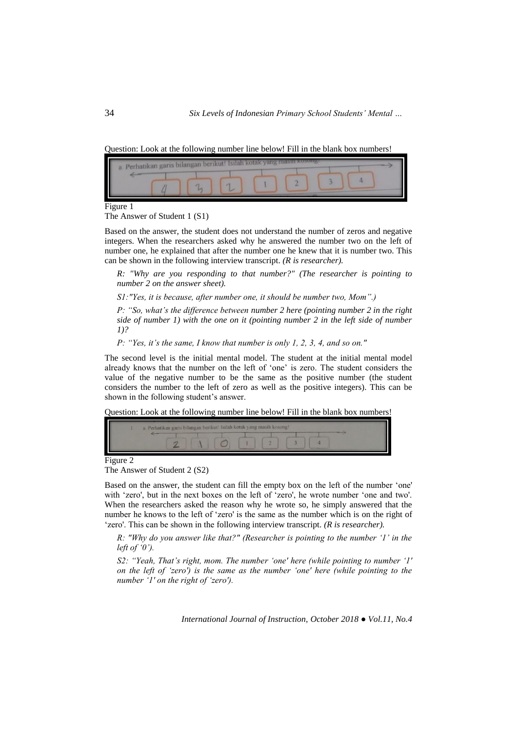Question: Look at the following number line below! Fill in the blank box numbers!

Figure 1

The Answer of Student 1 (S1)

Based on the answer, the student does not understand the number of zeros and negative integers. When the researchers asked why he answered the number two on the left of number one, he explained that after the number one he knew that it is number two. This can be shown in the following interview transcript. *(R is researcher).*

> *R: "Why are you responding to that number?" (The researcher is pointing to number 2 on the answer sheet).*
>
> *S1:"Yes, it is because, after number one, it should be number two, Mom".)*
>
> *P: "So, what's the difference between number 2 here (pointing number 2 in the right side of number 1) with the one on it (pointing number 2 in the left side of number 1)?*
>
> *P: "Yes, it's the same, I know that number is only 1, 2, 3, 4, and so on."*

The second level is the initial mental model. The student at the initial mental model already knows that the number on the left of 'one' is zero. The student considers the value of the negative number to be the same as the positive number (the student considers the number to the left of zero as well as the positive integers). This can be shown in the following student's answer.

Question: Look at the following number line below! Fill in the blank box numbers!

Figure 2

The Answer of Student 2 (S2)

Based on the answer, the student can fill the empty box on the left of the number 'one' with 'zero', but in the next boxes on the left of 'zero', he wrote number 'one and two'. When the researchers asked the reason why he wrote so, he simply answered that the number he knows to the left of 'zero' is the same as the number which is on the right of 'zero'. This can be shown in the following interview transcript. *(R is researcher).*

> *R: "Why do you answer like that?" (Researcher is pointing to the number '1' in the left of '0').*
>
> *S2: "Yeah, That's right, mom. The number 'one' here (while pointing to number '1' on the left of 'zero') is the same as the number 'one' here (while pointing to the number '1' on the right of 'zero').*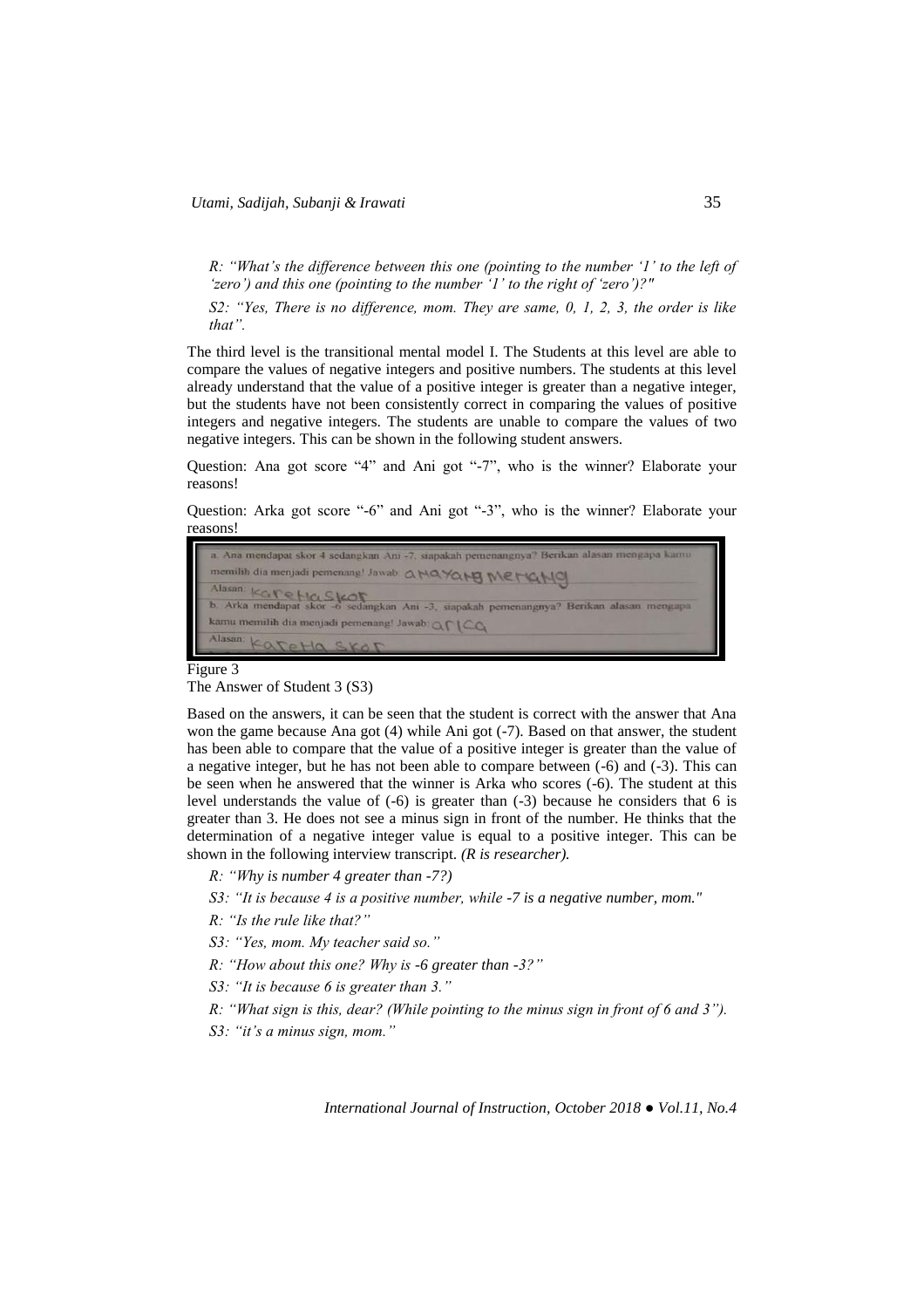*R: "What's the difference between this one (pointing to the number '1' to the left of 'zero') and this one (pointing to the number '1' to the right of 'zero')?"*

*S2: "Yes, There is no difference, mom. They are same, 0, 1, 2, 3, the order is like that".*

The third level is the transitional mental model I. The Students at this level are able to compare the values of negative integers and positive numbers. The students at this level already understand that the value of a positive integer is greater than a negative integer, but the students have not been consistently correct in comparing the values of positive integers and negative integers. The students are unable to compare the values of two negative integers. This can be shown in the following student answers.

Question: Ana got score "4" and Ani got "-7", who is the winner? Elaborate your reasons!

Question: Arka got score "-6" and Ani got "-3", who is the winner? Elaborate your reasons!

a. Ana mendapat skor 4 sedangkan Ani -7, siapakah pemenangnya? Berikan alasan mengapa kamu memilih dia menjadi pemenang! Jawab: anayang menang
Alasan: karena skor
b. Arka mendapat skor -6 sedangkan Ani -3, siapakah pemenangnya? Berikan alasan mengapa kamu memilih dia menjadi pemenang! Jawab: arka
Alasan: karena skor

Figure 3
The Answer of Student 3 (S3)

Based on the answers, it can be seen that the student is correct with the answer that Ana won the game because Ana got (4) while Ani got (-7). Based on that answer, the student has been able to compare that the value of a positive integer is greater than the value of a negative integer, but he has not been able to compare between (-6) and (-3). This can be seen when he answered that the winner is Arka who scores (-6). The student at this level understands the value of (-6) is greater than (-3) because he considers that 6 is greater than 3. He does not see a minus sign in front of the number. He thinks that the determination of a negative integer value is equal to a positive integer. This can be shown in the following interview transcript. *(R is researcher).*

*R: "Why is number 4 greater than -7?)*

*S3: "It is because 4 is a positive number, while -7 is a negative number, mom."*

*R: "Is the rule like that?"*

*S3: "Yes, mom. My teacher said so."*

*R: "How about this one? Why is -6 greater than -3?"*

*S3: "It is because 6 is greater than 3."*

*R: "What sign is this, dear? (While pointing to the minus sign in front of 6 and 3").*

*S3: "it's a minus sign, mom."*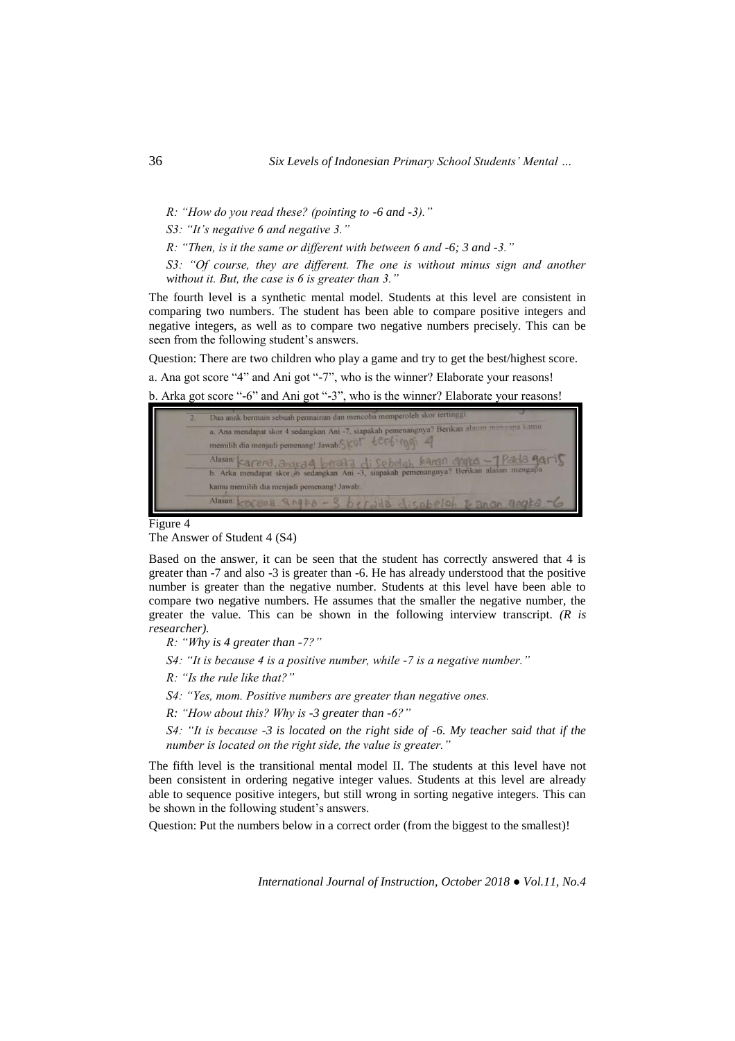*R: "How do you read these? (pointing to -6 and -3)."*

*S3: "It's negative 6 and negative 3."*

*R: "Then, is it the same or different with between 6 and -6; 3 and -3."*

*S3: "Of course, they are different. The one is without minus sign and another without it. But, the case is 6 is greater than 3."*

The fourth level is a synthetic mental model. Students at this level are consistent in comparing two numbers. The student has been able to compare positive integers and negative integers, as well as to compare two negative numbers precisely. This can be seen from the following student's answers.

Question: There are two children who play a game and try to get the best/highest score.

a. Ana got score "4" and Ani got "-7", who is the winner? Elaborate your reasons!

b. Arka got score "-6" and Ani got "-3", who is the winner? Elaborate your reasons!

2. Dua anak bermain sebuah permainan dan mencoba memperoleh skor tertinggi.

a. Ana mendapat skor 4 sedangkan Ani -7, siapakah pemenangnya? Berikan alasan mengapa kamu memilih dia menjadi pemenang! Jawab: Skor tertinggi 4

Alasan: karena angka 4 berada di sebelah kanan angka -7 pada garis

b. Arka mendapat skor -6 sedangkan Ani -3, siapakah pemenangnya? Berikan alasan mengapa kamu memilih dia menjadi pemenang! Jawab:

Alasan: karena angka -3 berada disebelah kanan angka -6

Figure 4

The Answer of Student 4 (S4)

Based on the answer, it can be seen that the student has correctly answered that 4 is greater than -7 and also -3 is greater than -6. He has already understood that the positive number is greater than the negative number. Students at this level have been able to compare two negative numbers. He assumes that the smaller the negative number, the greater the value. This can be shown in the following interview transcript. *(R is researcher).*

*R: "Why is 4 greater than -7?"*

*S4: "It is because 4 is a positive number, while -7 is a negative number."*

*R: "Is the rule like that?"*

*S4: "Yes, mom. Positive numbers are greater than negative ones.*

*R: "How about this? Why is -3 greater than -6?"*

*S4: "It is because -3 is located on the right side of -6. My teacher said that if the number is located on the right side, the value is greater."*

The fifth level is the transitional mental model II. The students at this level have not been consistent in ordering negative integer values. Students at this level are already able to sequence positive integers, but still wrong in sorting negative integers. This can be shown in the following student's answers.

Question: Put the numbers below in a correct order (from the biggest to the smallest)!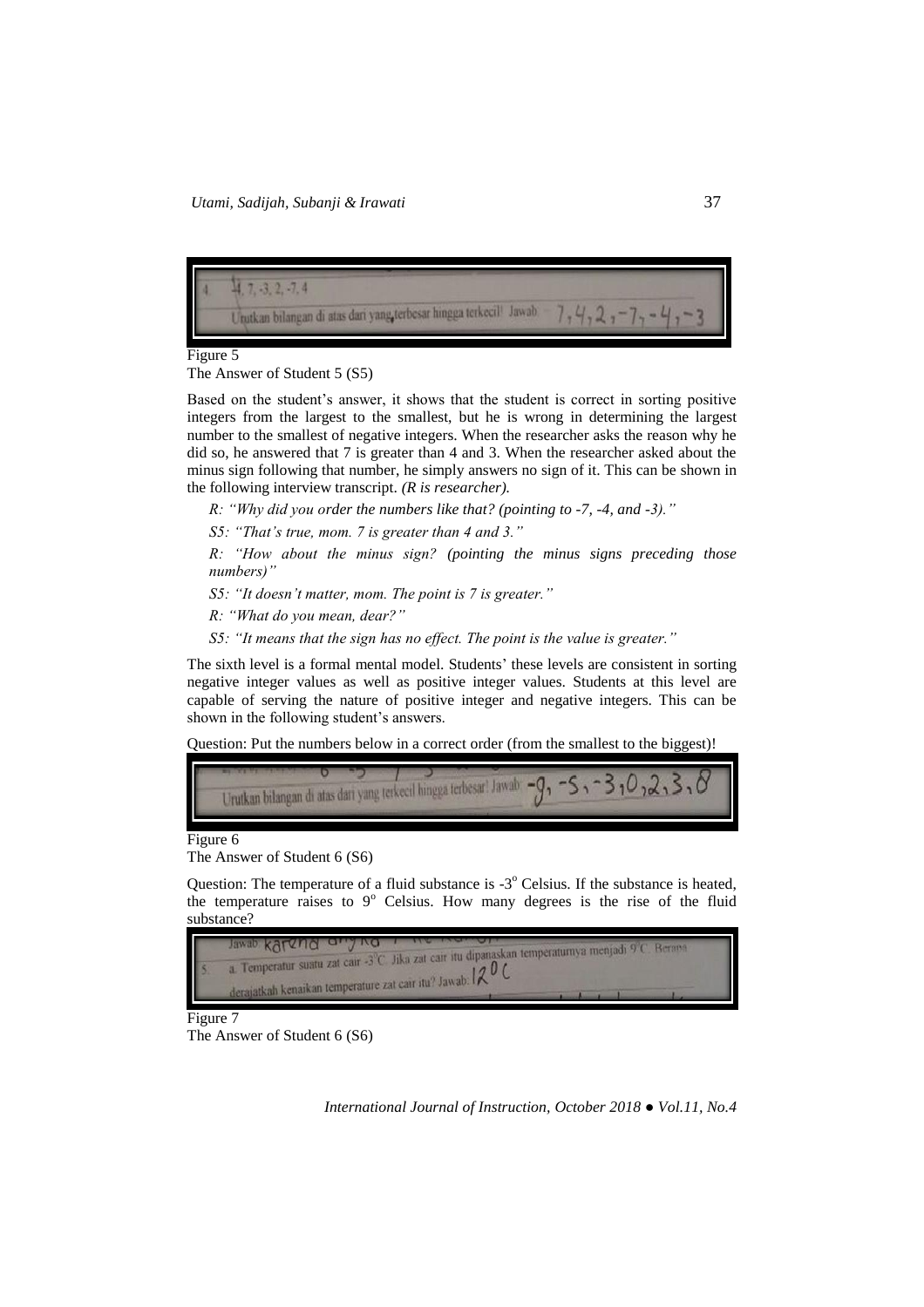Figure 5

The Answer of Student 5 (S5)

Based on the student's answer, it shows that the student is correct in sorting positive integers from the largest to the smallest, but he is wrong in determining the largest number to the smallest of negative integers. When the researcher asks the reason why he did so, he answered that 7 is greater than 4 and 3. When the researcher asked about the minus sign following that number, he simply answers no sign of it. This can be shown in the following interview transcript. *(R is researcher).*

*R: "Why did you order the numbers like that? (pointing to -7, -4, and -3)."*

*S5: "That's true, mom. 7 is greater than 4 and 3."*

*R: "How about the minus sign? (pointing the minus signs preceding those numbers)"*

*S5: "It doesn't matter, mom. The point is 7 is greater."*

*R: "What do you mean, dear?"*

*S5: "It means that the sign has no effect. The point is the value is greater."*

The sixth level is a formal mental model. Students' these levels are consistent in sorting negative integer values as well as positive integer values. Students at this level are capable of serving the nature of positive integer and negative integers. This can be shown in the following student's answers.

Question: Put the numbers below in a correct order (from the smallest to the biggest)!

Figure 6

The Answer of Student 6 (S6)

Question: The temperature of a fluid substance is -3$^{o}$ Celsius. If the substance is heated, the temperature raises to 9$^{o}$ Celsius. How many degrees is the rise of the fluid substance?

Figure 7

The Answer of Student 6 (S6)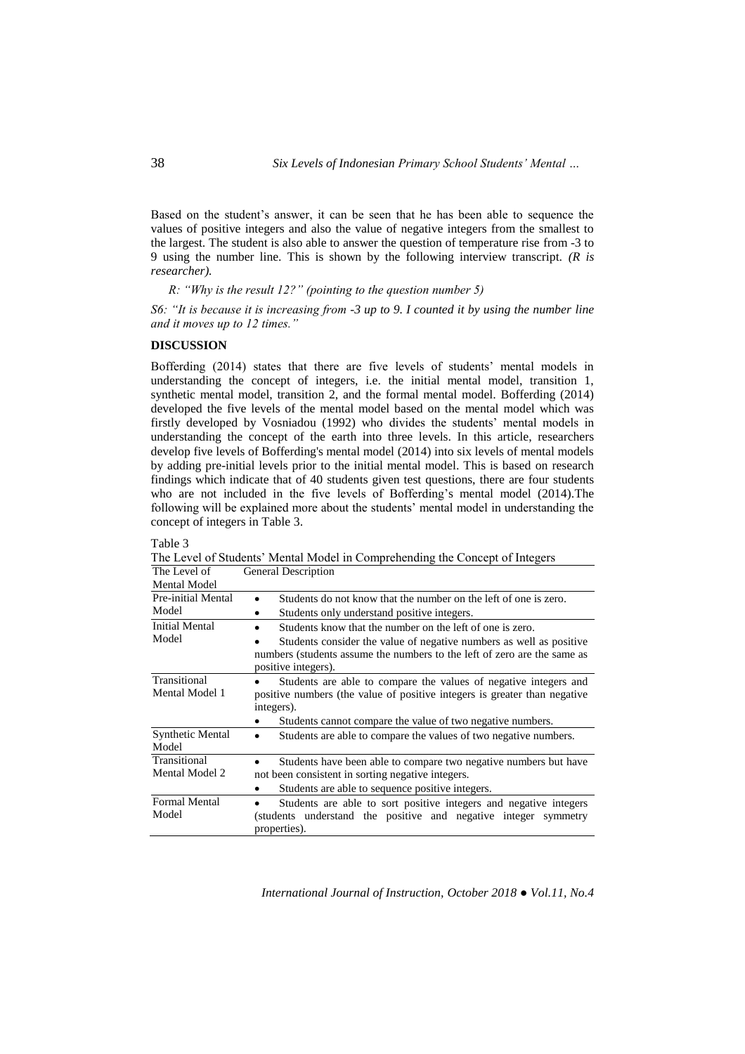Based on the student's answer, it can be seen that he has been able to sequence the values of positive integers and also the value of negative integers from the smallest to the largest. The student is also able to answer the question of temperature rise from -3 to 9 using the number line. This is shown by the following interview transcript. *(R is researcher).*

*R: "Why is the result 12?" (pointing to the question number 5)*

*S6: "It is because it is increasing from -3 up to 9. I counted it by using the number line and it moves up to 12 times."*

## DISCUSSION

Bofferding (2014) states that there are five levels of students' mental models in understanding the concept of integers, i.e. the initial mental model, transition 1, synthetic mental model, transition 2, and the formal mental model. Bofferding (2014) developed the five levels of the mental model based on the mental model which was firstly developed by Vosniadou (1992) who divides the students' mental models in understanding the concept of the earth into three levels. In this article, researchers develop five levels of Bofferding's mental model (2014) into six levels of mental models by adding pre-initial levels prior to the initial mental model. This is based on research findings which indicate that of 40 students given test questions, there are four students who are not included in the five levels of Bofferding's mental model (2014).The following will be explained more about the students' mental model in understanding the concept of integers in Table 3.

Table 3

The Level of Students' Mental Model in Comprehending the Concept of Integers

| The Level of Mental Model | General Description |
|---|---|
| Pre-initial Mental Model | • Students do not know that the number on the left of one is zero.<br>• Students only understand positive integers. |
| Initial Mental Model | • Students know that the number on the left of one is zero.<br>• Students consider the value of negative numbers as well as positive numbers (students assume the numbers to the left of zero are the same as positive integers). |
| Transitional Mental Model 1 | • Students are able to compare the values of negative integers and positive numbers (the value of positive integers is greater than negative integers).<br>• Students cannot compare the value of two negative numbers. |
| Synthetic Mental Model | • Students are able to compare the values of two negative numbers. |
| Transitional Mental Model 2 | • Students have been able to compare two negative numbers but have not been consistent in sorting negative integers.<br>• Students are able to sequence positive integers. |
| Formal Mental Model | • Students are able to sort positive integers and negative integers (students understand the positive and negative integer symmetry properties). |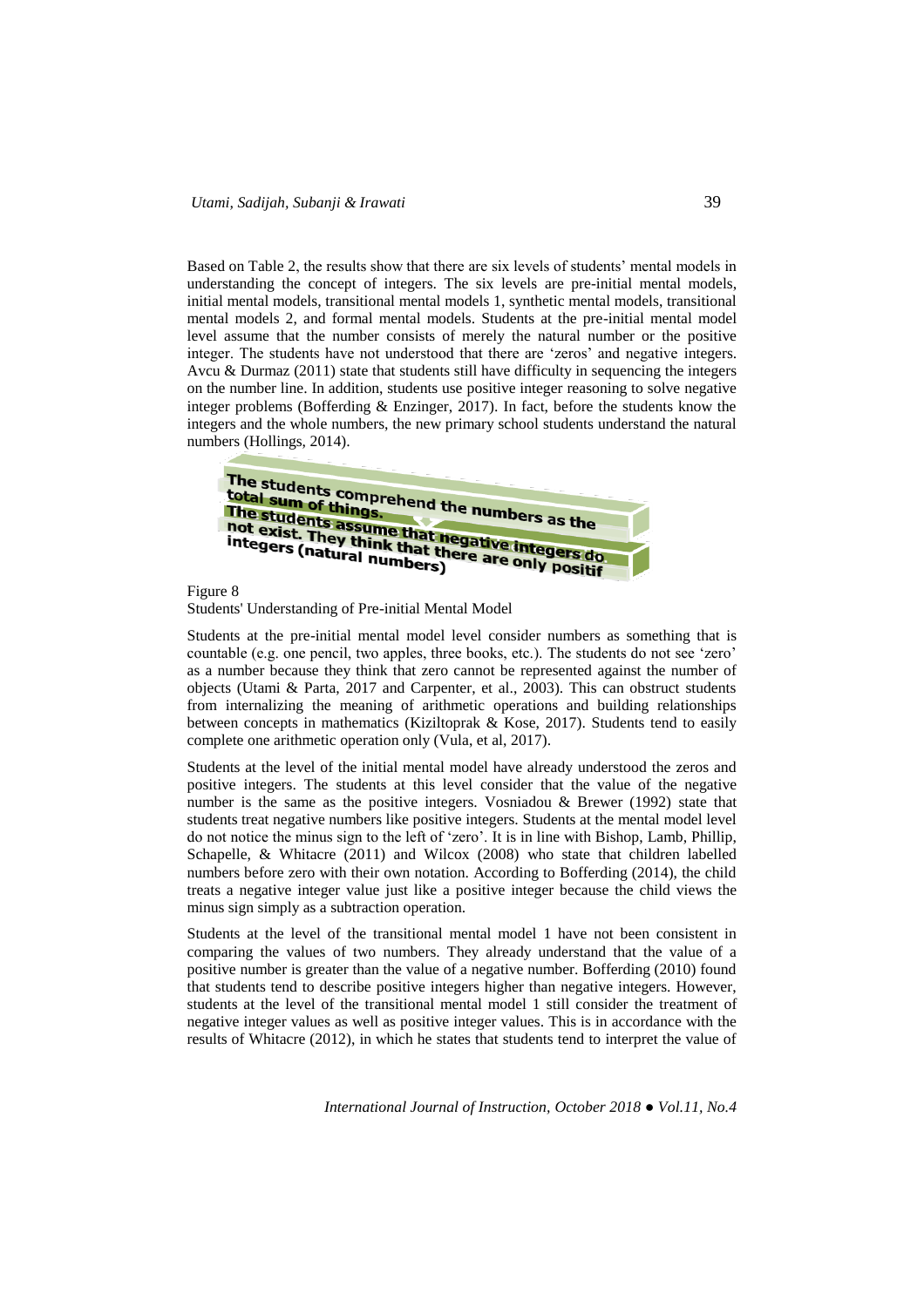Based on Table 2, the results show that there are six levels of students' mental models in understanding the concept of integers. The six levels are pre-initial mental models, initial mental models, transitional mental models 1, synthetic mental models, transitional mental models 2, and formal mental models. Students at the pre-initial mental model level assume that the number consists of merely the natural number or the positive integer. The students have not understood that there are 'zeros' and negative integers. Avcu & Durmaz (2011) state that students still have difficulty in sequencing the integers on the number line. In addition, students use positive integer reasoning to solve negative integer problems (Bofferding & Enzinger, 2017). In fact, before the students know the integers and the whole numbers, the new primary school students understand the natural numbers (Hollings, 2014).

**The students comprehend the numbers as the total sum of things.**

**The students assume that negative integers do not exist. They think that there are only positif integers (natural numbers)**

Figure 8
Students' Understanding of Pre-initial Mental Model

Students at the pre-initial mental model level consider numbers as something that is countable (e.g. one pencil, two apples, three books, etc.). The students do not see 'zero' as a number because they think that zero cannot be represented against the number of objects (Utami & Parta, 2017 and Carpenter, et al., 2003). This can obstruct students from internalizing the meaning of arithmetic operations and building relationships between concepts in mathematics (Kiziltoprak & Kose, 2017). Students tend to easily complete one arithmetic operation only (Vula, et al, 2017).

Students at the level of the initial mental model have already understood the zeros and positive integers. The students at this level consider that the value of the negative number is the same as the positive integers. Vosniadou & Brewer (1992) state that students treat negative numbers like positive integers. Students at the mental model level do not notice the minus sign to the left of 'zero'. It is in line with Bishop, Lamb, Phillip, Schapelle, & Whitacre (2011) and Wilcox (2008) who state that children labelled numbers before zero with their own notation. According to Bofferding (2014), the child treats a negative integer value just like a positive integer because the child views the minus sign simply as a subtraction operation.

Students at the level of the transitional mental model 1 have not been consistent in comparing the values of two numbers. They already understand that the value of a positive number is greater than the value of a negative number. Bofferding (2010) found that students tend to describe positive integers higher than negative integers. However, students at the level of the transitional mental model 1 still consider the treatment of negative integer values as well as positive integer values. This is in accordance with the results of Whitacre (2012), in which he states that students tend to interpret the value of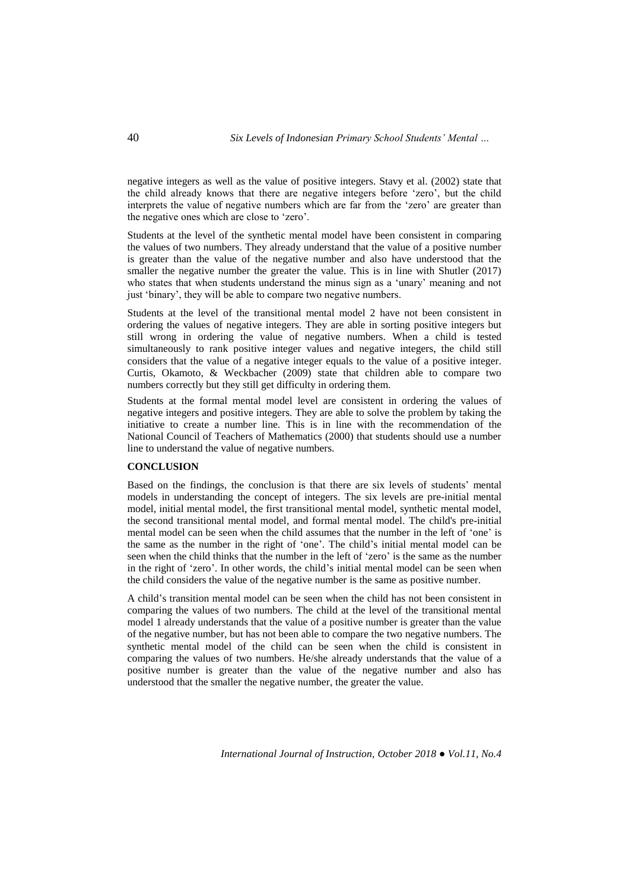negative integers as well as the value of positive integers. Stavy et al. (2002) state that the child already knows that there are negative integers before 'zero', but the child interprets the value of negative numbers which are far from the 'zero' are greater than the negative ones which are close to 'zero'.

Students at the level of the synthetic mental model have been consistent in comparing the values of two numbers. They already understand that the value of a positive number is greater than the value of the negative number and also have understood that the smaller the negative number the greater the value. This is in line with Shutler (2017) who states that when students understand the minus sign as a 'unary' meaning and not just 'binary', they will be able to compare two negative numbers.

Students at the level of the transitional mental model 2 have not been consistent in ordering the values of negative integers. They are able in sorting positive integers but still wrong in ordering the value of negative numbers. When a child is tested simultaneously to rank positive integer values and negative integers, the child still considers that the value of a negative integer equals to the value of a positive integer. Curtis, Okamoto, & Weckbacher (2009) state that children able to compare two numbers correctly but they still get difficulty in ordering them.

Students at the formal mental model level are consistent in ordering the values of negative integers and positive integers. They are able to solve the problem by taking the initiative to create a number line. This is in line with the recommendation of the National Council of Teachers of Mathematics (2000) that students should use a number line to understand the value of negative numbers.

## CONCLUSION

Based on the findings, the conclusion is that there are six levels of students' mental models in understanding the concept of integers. The six levels are pre-initial mental model, initial mental model, the first transitional mental model, synthetic mental model, the second transitional mental model, and formal mental model. The child's pre-initial mental model can be seen when the child assumes that the number in the left of 'one' is the same as the number in the right of 'one'. The child's initial mental model can be seen when the child thinks that the number in the left of 'zero' is the same as the number in the right of 'zero'. In other words, the child's initial mental model can be seen when the child considers the value of the negative number is the same as positive number.

A child's transition mental model can be seen when the child has not been consistent in comparing the values of two numbers. The child at the level of the transitional mental model 1 already understands that the value of a positive number is greater than the value of the negative number, but has not been able to compare the two negative numbers. The synthetic mental model of the child can be seen when the child is consistent in comparing the values of two numbers. He/she already understands that the value of a positive number is greater than the value of the negative number and also has understood that the smaller the negative number, the greater the value.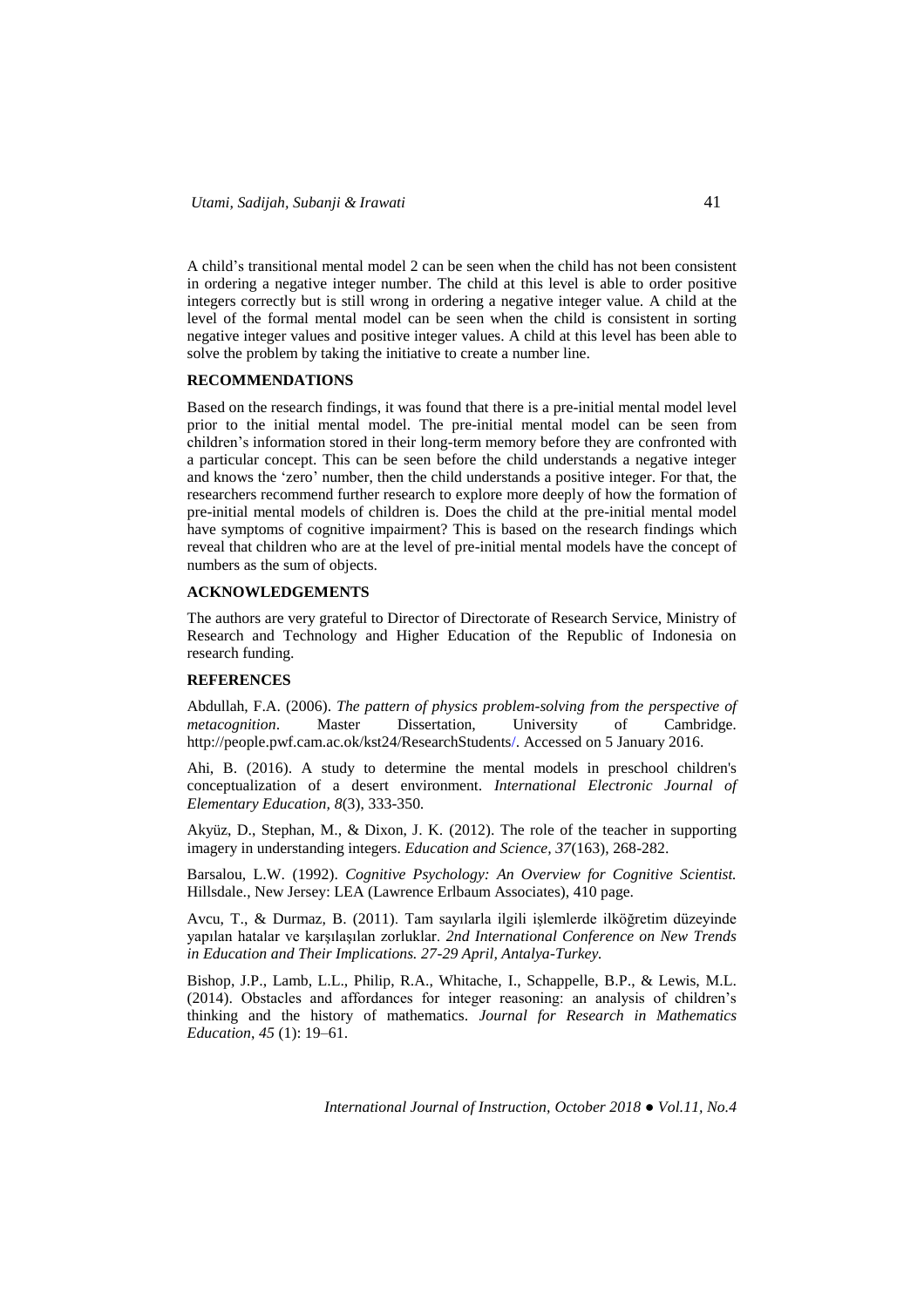A child's transitional mental model 2 can be seen when the child has not been consistent in ordering a negative integer number. The child at this level is able to order positive integers correctly but is still wrong in ordering a negative integer value. A child at the level of the formal mental model can be seen when the child is consistent in sorting negative integer values and positive integer values. A child at this level has been able to solve the problem by taking the initiative to create a number line.

## RECOMMENDATIONS

Based on the research findings, it was found that there is a pre-initial mental model level prior to the initial mental model. The pre-initial mental model can be seen from children's information stored in their long-term memory before they are confronted with a particular concept. This can be seen before the child understands a negative integer and knows the 'zero' number, then the child understands a positive integer. For that, the researchers recommend further research to explore more deeply of how the formation of pre-initial mental models of children is. Does the child at the pre-initial mental model have symptoms of cognitive impairment? This is based on the research findings which reveal that children who are at the level of pre-initial mental models have the concept of numbers as the sum of objects.

## ACKNOWLEDGEMENTS

The authors are very grateful to Director of Directorate of Research Service, Ministry of Research and Technology and Higher Education of the Republic of Indonesia on research funding.

## REFERENCES

Abdullah, F.A. (2006). *The pattern of physics problem-solving from the perspective of metacognition*. Master Dissertation, University of Cambridge. http://people.pwf.cam.ac.ok/kst24/ResearchStudents/. Accessed on 5 January 2016.

Ahi, B. (2016). A study to determine the mental models in preschool children's conceptualization of a desert environment. *International Electronic Journal of Elementary Education, 8*(3), 333-350.

Akyüz, D., Stephan, M., & Dixon, J. K. (2012). The role of the teacher in supporting imagery in understanding integers. *Education and Science, 37*(163), 268-282.

Barsalou, L.W. (1992). *Cognitive Psychology: An Overview for Cognitive Scientist.* Hillsdale., New Jersey: LEA (Lawrence Erlbaum Associates), 410 page.

Avcu, T., & Durmaz, B. (2011). Tam sayılarla ilgili işlemlerde ilköğretim düzeyinde yapılan hatalar ve karşılaşılan zorluklar. *2nd International Conference on New Trends in Education and Their Implications. 27-29 April, Antalya-Turkey.*

Bishop, J.P., Lamb, L.L., Philip, R.A., Whitache, I., Schappelle, B.P., & Lewis, M.L. (2014). Obstacles and affordances for integer reasoning: an analysis of children's thinking and the history of mathematics. *Journal for Research in Mathematics Education*, *45* (1): 19–61.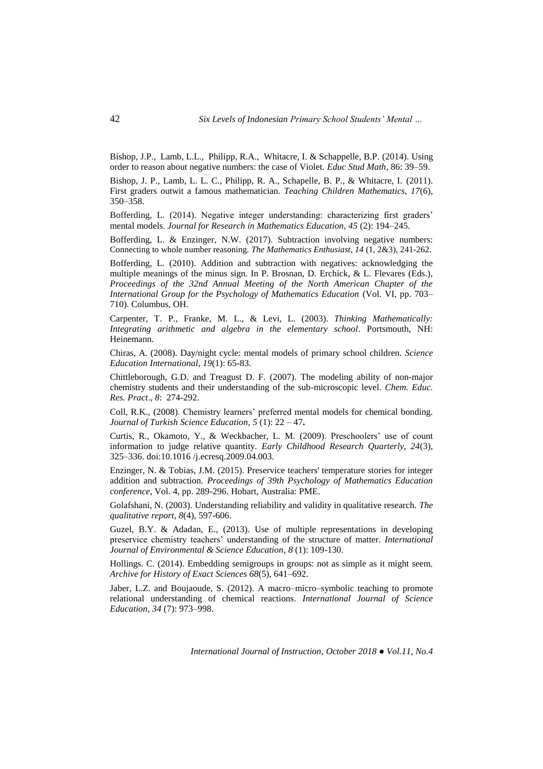Bishop, J.P., Lamb, L.L., Philipp, R.A., Whitacre, I. & Schappelle, B.P. (2014). Using order to reason about negative numbers: the case of Violet. *Educ Stud Math*, 86: 39–59.

Bishop, J. P., Lamb, L. L. C., Philipp, R. A., Schapelle, B. P., & Whitacre, I. (2011). First graders outwit a famous mathematician. *Teaching Children Mathematics, 17*(6), 350–358.

Bofferding, L. (2014). Negative integer understanding: characterizing first graders' mental models. *Journal for Research in Mathematics Education, 45* (2): 194–245.

Bofferding, L. & Enzinger, N.W. (2017). Subtraction involving negative numbers: Connecting to whole number reasoning. *The Mathematics Enthusiast, 14* (1, 2&3), 241-262.

Bofferding, L. (2010). Addition and subtraction with negatives: acknowledging the multiple meanings of the minus sign. In P. Brosnan, D. Erchick, & L. Flevares (Eds.), *Proceedings of the 32nd Annual Meeting of the North American Chapter of the International Group for the Psychology of Mathematics Education* (Vol. VI, pp. 703–710). Columbus, OH.

Carpenter, T. P., Franke, M. L., & Levi, L. (2003). *Thinking Mathematically: Integrating arithmetic and algebra in the elementary school*. Portsmouth, NH: Heinemann.

Chiras, A. (2008). Day/night cycle: mental models of primary school children. *Science Education International*, *19*(1): 65-83.

Chittleborough, G.D. and Treagust D. F. (2007). The modeling ability of non-major chemistry students and their understanding of the sub-microscopic level. *Chem. Educ. Res. Pract*., *8*: 274-292.

Coll, R.K., (2008). Chemistry learners' preferred mental models for chemical bonding. *Journal of Turkish Science Education*, *5* (1): 22 – 47**.**

Curtis, R., Okamoto, Y., & Weckbacher, L. M. (2009). Preschoolers' use of count information to judge relative quantity. *Early Childhood Research Quarterly, 24*(3), 325–336. doi:10.1016 /j.ecresq.2009.04.003.

Enzinger, N. & Tobias, J.M. (2015). Preservice teachers' temperature stories for integer addition and subtraction. *Proceedings of 39th Psychology of Mathematics Education conference*, Vol. 4, pp. 289-296. Hobart, Australia: PME.

Golafshani, N. (2003). Understanding reliability and validity in qualitative research. *The qualitative report*, *8*(4), 597-606.

Guzel, B.Y. & Adadan, E., (2013). Use of multiple representations in developing preservice chemistry teachers' understanding of the structure of matter. *International Journal of Environmental & Science Education*, *8* (1): 109-130.

Hollings. C. (2014). Embedding semigroups in groups: not as simple as it might seem. *Archive for History of Exact Sciences 68*(5), 641–692.

Jaber, L.Z. and Boujaoude, S. (2012). A macro–micro–symbolic teaching to promote relational understanding of chemical reactions. *International Journal of Science Education*, *34* (7): 973–998.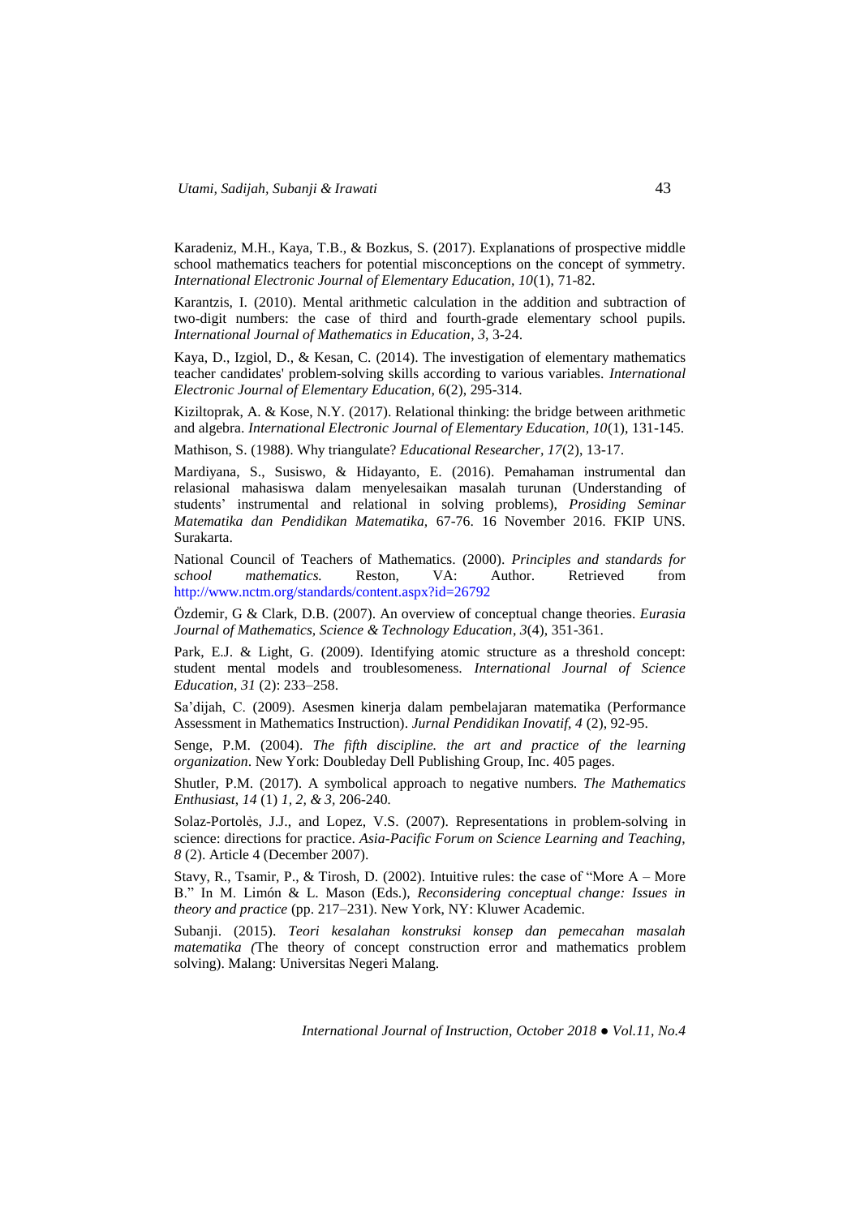Karadeniz, M.H., Kaya, T.B., & Bozkus, S. (2017). Explanations of prospective middle school mathematics teachers for potential misconceptions on the concept of symmetry. *International Electronic Journal of Elementary Education, 10*(1), 71-82.

Karantzis, I. (2010). Mental arithmetic calculation in the addition and subtraction of two-digit numbers: the case of third and fourth-grade elementary school pupils. *International Journal of Mathematics in Education, 3*, 3-24.

Kaya, D., Izgiol, D., & Kesan, C. (2014). The investigation of elementary mathematics teacher candidates' problem-solving skills according to various variables. *International Electronic Journal of Elementary Education, 6*(2), 295-314.

Kiziltoprak, A. & Kose, N.Y. (2017). Relational thinking: the bridge between arithmetic and algebra. *International Electronic Journal of Elementary Education, 10*(1), 131-145.

Mathison, S. (1988). Why triangulate? *Educational Researcher, 17*(2), 13-17.

Mardiyana, S., Susiswo, & Hidayanto, E. (2016). Pemahaman instrumental dan relasional mahasiswa dalam menyelesaikan masalah turunan (Understanding of students' instrumental and relational in solving problems), *Prosiding Seminar Matematika dan Pendidikan Matematika,* 67-76. 16 November 2016. FKIP UNS. Surakarta.

National Council of Teachers of Mathematics. (2000). *Principles and standards for school mathematics.* Reston, VA: Author. Retrieved from http://www.nctm.org/standards/content.aspx?id=26792

Özdemir, G & Clark, D.B. (2007). An overview of conceptual change theories. *Eurasia Journal of Mathematics, Science & Technology Education*, *3*(4), 351-361.

Park, E.J. & Light, G. (2009). Identifying atomic structure as a threshold concept: student mental models and troublesomeness. *International Journal of Science Education*, *31* (2): 233–258.

Sa'dijah, C. (2009). Asesmen kinerja dalam pembelajaran matematika (Performance Assessment in Mathematics Instruction). *Jurnal Pendidikan Inovatif, 4* (2), 92-95.

Senge, P.M. (2004). *The fifth discipline. the art and practice of the learning organization*. New York: Doubleday Dell Publishing Group, Inc. 405 pages.

Shutler, P.M. (2017). A symbolical approach to negative numbers. *The Mathematics Enthusiast*, *14* (1) *1, 2, & 3,* 206-240.

Solaz-Portolės, J.J., and Lopez, V.S. (2007). Representations in problem-solving in science: directions for practice. *Asia-Pacific Forum on Science Learning and Teaching, 8* (2). Article 4 (December 2007).

Stavy, R., Tsamir, P., & Tirosh, D. (2002). Intuitive rules: the case of "More A – More B." In M. Limón & L. Mason (Eds.), *Reconsidering conceptual change: Issues in theory and practice* (pp. 217–231). New York, NY: Kluwer Academic.

Subanji. (2015). *Teori kesalahan konstruksi konsep dan pemecahan masalah matematika (*The theory of concept construction error and mathematics problem solving). Malang: Universitas Negeri Malang.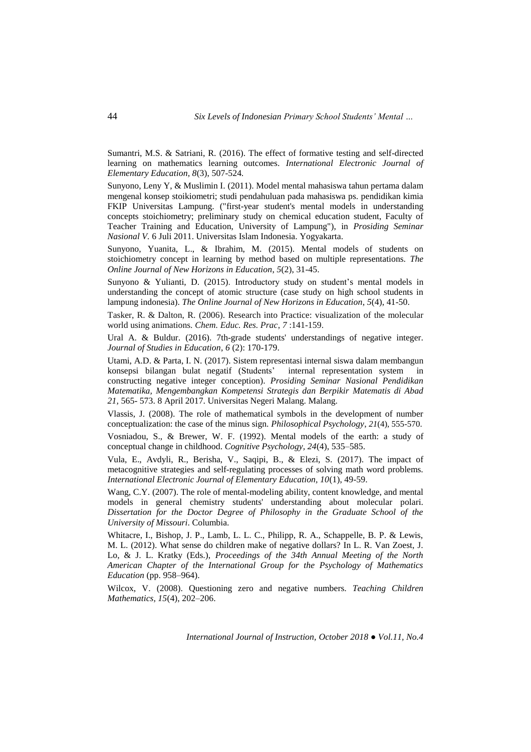Sumantri, M.S. & Satriani, R. (2016). The effect of formative testing and self-directed learning on mathematics learning outcomes. *International Electronic Journal of Elementary Education, 8*(3), 507-524.

Sunyono, Leny Y, & Muslimin I. (2011). Model mental mahasiswa tahun pertama dalam mengenal konsep stoikiometri; studi pendahuluan pada mahasiswa ps. pendidikan kimia FKIP Universitas Lampung. ("first-year student's mental models in understanding concepts stoichiometry; preliminary study on chemical education student, Faculty of Teacher Training and Education, University of Lampung"), in *Prosiding Seminar Nasional V.* 6 Juli 2011. Universitas Islam Indonesia. Yogyakarta.

Sunyono, Yuanita, L., & Ibrahim, M. (2015). Mental models of students on stoichiometry concept in learning by method based on multiple representations. *The Online Journal of New Horizons in Education*, *5*(2), 31-45.

Sunyono & Yulianti, D. (2015). Introductory study on student's mental models in understanding the concept of atomic structure (case study on high school students in lampung indonesia). *The Online Journal of New Horizons in Education*, *5*(4), 41-50.

Tasker, R. & Dalton, R. (2006). Research into Practice: visualization of the molecular world using animations. *Chem. Educ. Res. Prac*, *7* :141-159.

Ural A. & Buldur. (2016). 7th-grade students' understandings of negative integer. *Journal of Studies in Education*, *6* (2): 170-179.

Utami, A.D. & Parta, I. N. (2017). Sistem representasi internal siswa dalam membangun konsepsi bilangan bulat negatif (Students' internal representation system in constructing negative integer conception). *Prosiding Seminar Nasional Pendidikan Matematika, Mengembangkan Kompetensi Strategis dan Berpikir Matematis di Abad 21,* 565- 573. 8 April 2017. Universitas Negeri Malang. Malang.

Vlassis, J. (2008). The role of mathematical symbols in the development of number conceptualization: the case of the minus sign. *Philosophical Psychology, 21*(4), 555-570.

Vosniadou, S., & Brewer, W. F. (1992). Mental models of the earth: a study of conceptual change in childhood. *Cognitive Psychology, 24*(4), 535–585.

Vula, E., Avdyli, R., Berisha, V., Saqipi, B., & Elezi, S. (2017). The impact of metacognitive strategies and self-regulating processes of solving math word problems. *International Electronic Journal of Elementary Education*, *10*(1), 49-59.

Wang, C.Y. (2007). The role of mental-modeling ability, content knowledge, and mental models in general chemistry students' understanding about molecular polari. *Dissertation for the Doctor Degree of Philosophy in the Graduate School of the University of Missouri*. Columbia.

Whitacre, I., Bishop, J. P., Lamb, L. L. C., Philipp, R. A., Schappelle, B. P. & Lewis, M. L. (2012). What sense do children make of negative dollars? In L. R. Van Zoest, J. Lo, & J. L. Kratky (Eds.), *Proceedings of the 34th Annual Meeting of the North American Chapter of the International Group for the Psychology of Mathematics Education* (pp. 958–964).

Wilcox, V. (2008). Questioning zero and negative numbers. *Teaching Children Mathematics, 15*(4), 202–206.